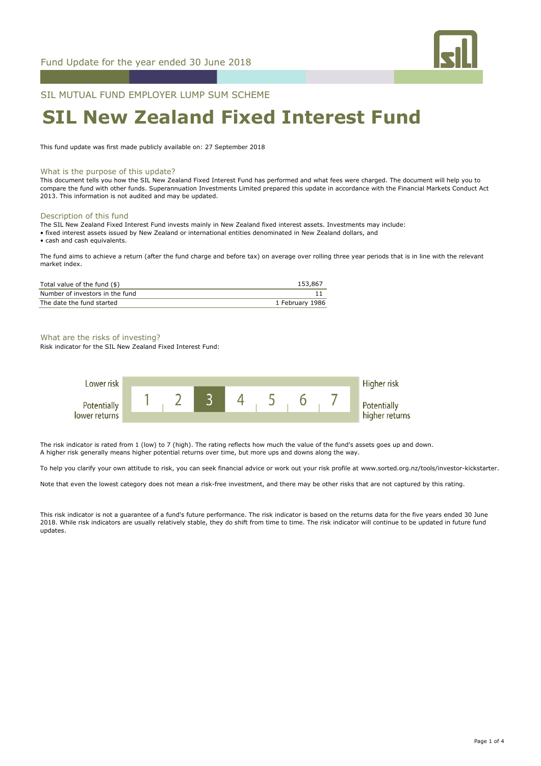Fund Update for the year ended 30 June 2018

SIL MUTUAL FUND EMPLOYER LUMP SUM SCHEME

# SIL New Zealand Fixed Interest Fund

This fund update was first made publicly available on: 27 September 2018

## What is the purpose of this update?

This document tells you how the SIL New Zealand Fixed Interest Fund has performed and what fees were charged. The document will help you to compare the fund with other funds. Superannuation Investments Limited prepared this update in accordance with the Financial Markets Conduct Act 2013. This information is not audited and may be updated.

## Description of this fund

The SIL New Zealand Fixed Interest Fund invests mainly in New Zealand fixed interest assets. Investments may include:

- fixed interest assets issued by New Zealand or international entities denominated in New Zealand dollars, and
- cash and cash equivalents.

The fund aims to achieve a return (after the fund charge and before tax) on average over rolling three year periods that is in line with the relevant market index.

| | |
|---|---|
| Total value of the fund ($) | 153,867 |
| Number of investors in the fund | 11 |
| The date the fund started | 1 February 1986 |

## What are the risks of investing?

Risk indicator for the SIL New Zealand Fixed Interest Fund:

| Lower risk / Potentially lower returns | 1 | 2 | **3** | 4 | 5 | 6 | 7 | Higher risk / Potentially higher returns |
|---|---|---|---|---|---|---|---|---|

The risk indicator is rated from 1 (low) to 7 (high). The rating reflects how much the value of the fund's assets goes up and down. A higher risk generally means higher potential returns over time, but more ups and downs along the way.

To help you clarify your own attitude to risk, you can seek financial advice or work out your risk profile at www.sorted.org.nz/tools/investor-kickstarter.

Note that even the lowest category does not mean a risk-free investment, and there may be other risks that are not captured by this rating.

This risk indicator is not a guarantee of a fund's future performance. The risk indicator is based on the returns data for the five years ended 30 June 2018. While risk indicators are usually relatively stable, they do shift from time to time. The risk indicator will continue to be updated in future fund updates.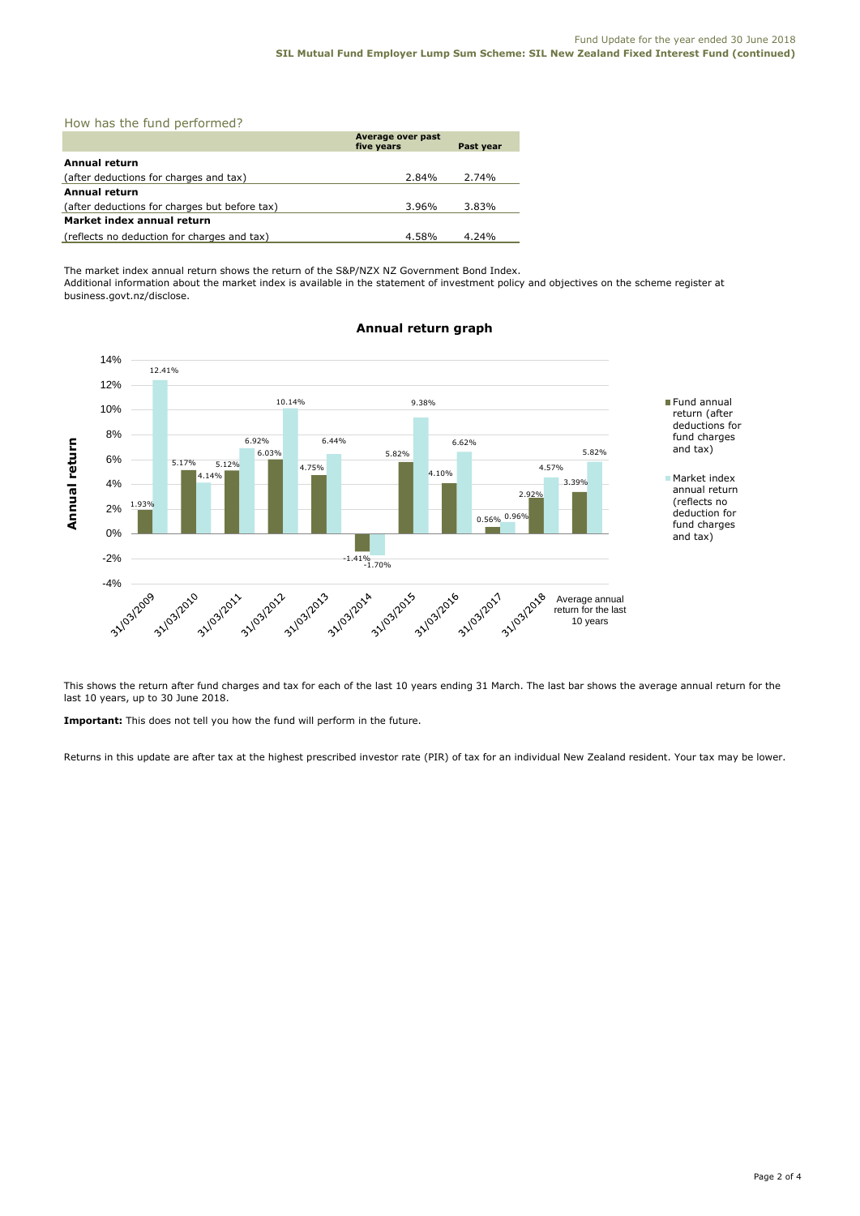## How has the fund performed?

| | Average over past five years | Past year |
|---|---|---|
| **Annual return** | | |
| (after deductions for charges and tax) | 2.84% | 2.74% |
| **Annual return** | | |
| (after deductions for charges but before tax) | 3.96% | 3.83% |
| **Market index annual return** | | |
| (reflects no deduction for charges and tax) | 4.58% | 4.24% |

The market index annual return shows the return of the S&P/NZX NZ Government Bond Index.
Additional information about the market index is available in the statement of investment policy and objectives on the scheme register at business.govt.nz/disclose.

**Annual return graph**

| | Fund annual return (after deductions for fund charges and tax) | Market index annual return (reflects no deduction for fund charges and tax) |
|---|---|---|
| 31/03/2009 | 1.93% | 12.41% |
| 31/03/2010 | 5.17% | 4.14% |
| 31/03/2011 | 5.12% | 6.92% |
| 31/03/2012 | 6.03% | 10.14% |
| 31/03/2013 | 4.75% | 6.44% |
| 31/03/2014 | -1.41% | -1.70% |
| 31/03/2015 | 5.82% | 9.38% |
| 31/03/2016 | 4.10% | 6.62% |
| 31/03/2017 | 0.56% | 0.96% |
| 31/03/2018 | 2.92% | 4.57% |
| Average annual return for the last 10 years | 3.39% | 5.82% |

This shows the return after fund charges and tax for each of the last 10 years ending 31 March. The last bar shows the average annual return for the last 10 years, up to 30 June 2018.

**Important:** This does not tell you how the fund will perform in the future.

Returns in this update are after tax at the highest prescribed investor rate (PIR) of tax for an individual New Zealand resident. Your tax may be lower.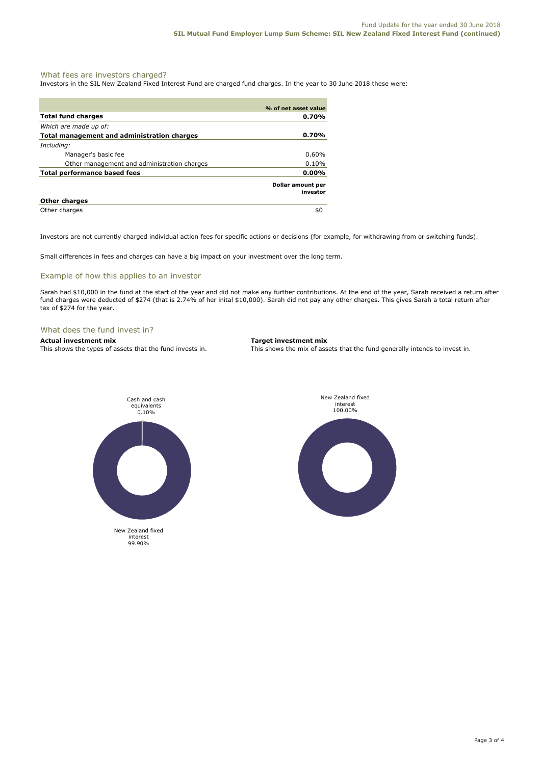## What fees are investors charged?

Investors in the SIL New Zealand Fixed Interest Fund are charged fund charges. In the year to 30 June 2018 these were:

| | % of net asset value |
|---|---|
| **Total fund charges** | **0.70%** |
| *Which are made up of:* | |
| **Total management and administration charges** | **0.70%** |
| *Including:* | |
| Manager's basic fee | 0.60% |
| Other management and administration charges | 0.10% |
| **Total performance based fees** | **0.00%** |
| | **Dollar amount per investor** |
| **Other charges** | |
| Other charges | $0 |

Investors are not currently charged individual action fees for specific actions or decisions (for example, for withdrawing from or switching funds).

Small differences in fees and charges can have a big impact on your investment over the long term.

## Example of how this applies to an investor

Sarah had $10,000 in the fund at the start of the year and did not make any further contributions. At the end of the year, Sarah received a return after fund charges were deducted of $274 (that is 2.74% of her inital $10,000). Sarah did not pay any other charges. This gives Sarah a total return after tax of $274 for the year.

## What does the fund invest in?

**Actual investment mix**

This shows the types of assets that the fund invests in.

- Cash and cash equivalents 0.10%
- New Zealand fixed interest 99.90%

**Target investment mix**

This shows the mix of assets that the fund generally intends to invest in.

- New Zealand fixed interest 100.00%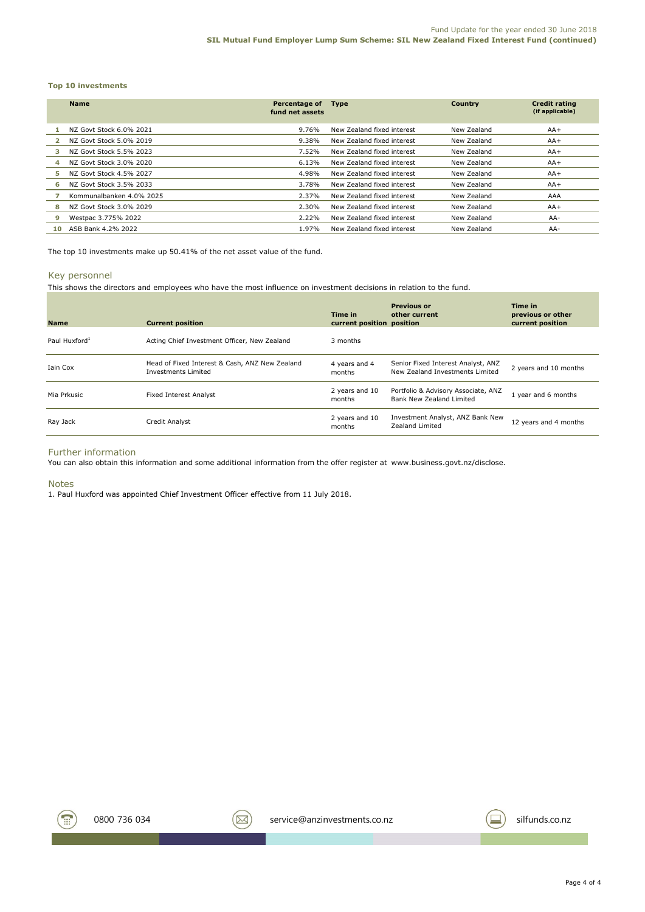### Top 10 investments

| | Name | Percentage of fund net assets | Type | Country | Credit rating (if applicable) |
|---|---|---|---|---|---|
| 1 | NZ Govt Stock 6.0% 2021 | 9.76% | New Zealand fixed interest | New Zealand | AA+ |
| 2 | NZ Govt Stock 5.0% 2019 | 9.38% | New Zealand fixed interest | New Zealand | AA+ |
| 3 | NZ Govt Stock 5.5% 2023 | 7.52% | New Zealand fixed interest | New Zealand | AA+ |
| 4 | NZ Govt Stock 3.0% 2020 | 6.13% | New Zealand fixed interest | New Zealand | AA+ |
| 5 | NZ Govt Stock 4.5% 2027 | 4.98% | New Zealand fixed interest | New Zealand | AA+ |
| 6 | NZ Govt Stock 3.5% 2033 | 3.78% | New Zealand fixed interest | New Zealand | AA+ |
| 7 | Kommunalbanken 4.0% 2025 | 2.37% | New Zealand fixed interest | New Zealand | AAA |
| 8 | NZ Govt Stock 3.0% 2029 | 2.30% | New Zealand fixed interest | New Zealand | AA+ |
| 9 | Westpac 3.775% 2022 | 2.22% | New Zealand fixed interest | New Zealand | AA- |
| 10 | ASB Bank 4.2% 2022 | 1.97% | New Zealand fixed interest | New Zealand | AA- |

The top 10 investments make up 50.41% of the net asset value of the fund.

## Key personnel

This shows the directors and employees who have the most influence on investment decisions in relation to the fund.

| Name | Current position | Time in current position | Previous or other current position | Time in previous or other current position |
|---|---|---|---|---|
| Paul Huxford[1] | Acting Chief Investment Officer, New Zealand | 3 months | | |
| Iain Cox | Head of Fixed Interest & Cash, ANZ New Zealand Investments Limited | 4 years and 4 months | Senior Fixed Interest Analyst, ANZ New Zealand Investments Limited | 2 years and 10 months |
| Mia Prkusic | Fixed Interest Analyst | 2 years and 10 months | Portfolio & Advisory Associate, ANZ Bank New Zealand Limited | 1 year and 6 months |
| Ray Jack | Credit Analyst | 2 years and 10 months | Investment Analyst, ANZ Bank New Zealand Limited | 12 years and 4 months |

## Further information

You can also obtain this information and some additional information from the offer register at www.business.govt.nz/disclose.

## Notes

1. Paul Huxford was appointed Chief Investment Officer effective from 11 July 2018.

0800 736 034 service@anzinvestments.co.nz silfunds.co.nz